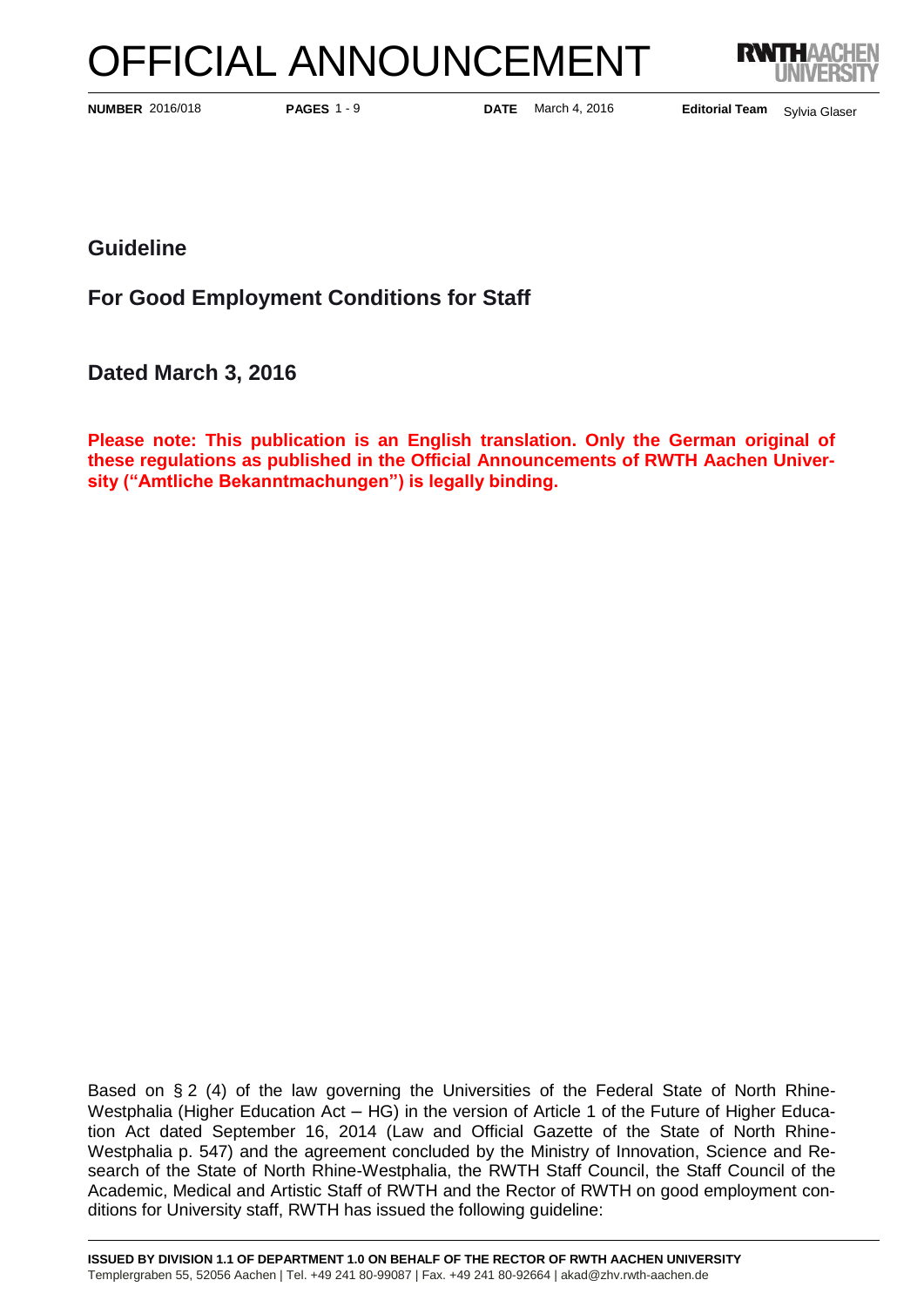# OFFICIAL ANNOUNCEMENT

**NUMBER** 2016/018 **PAGES** 1 - 9 **DATE** March 4, 2016 **Editorial Team** Sylvia Glaser

## Guideline

## For Good Employment Conditions for Staff

## Dated March 3, 2016

**Please note: This publication is an English translation. Only the German original of these regulations as published in the Official Announcements of RWTH Aachen University ("Amtliche Bekanntmachungen") is legally binding.**

Based on § 2 (4) of the law governing the Universities of the Federal State of North Rhine-Westphalia (Higher Education Act – HG) in the version of Article 1 of the Future of Higher Education Act dated September 16, 2014 (Law and Official Gazette of the State of North Rhine-Westphalia p. 547) and the agreement concluded by the Ministry of Innovation, Science and Research of the State of North Rhine-Westphalia, the RWTH Staff Council, the Staff Council of the Academic, Medical and Artistic Staff of RWTH and the Rector of RWTH on good employment conditions for University staff, RWTH has issued the following guideline:

**ISSUED BY DIVISION 1.1 OF DEPARTMENT 1.0 ON BEHALF OF THE RECTOR OF RWTH AACHEN UNIVERSITY**
Templergraben 55, 52056 Aachen | Tel. +49 241 80-99087 | Fax. +49 241 80-92664 | akad@zhv.rwth-aachen.de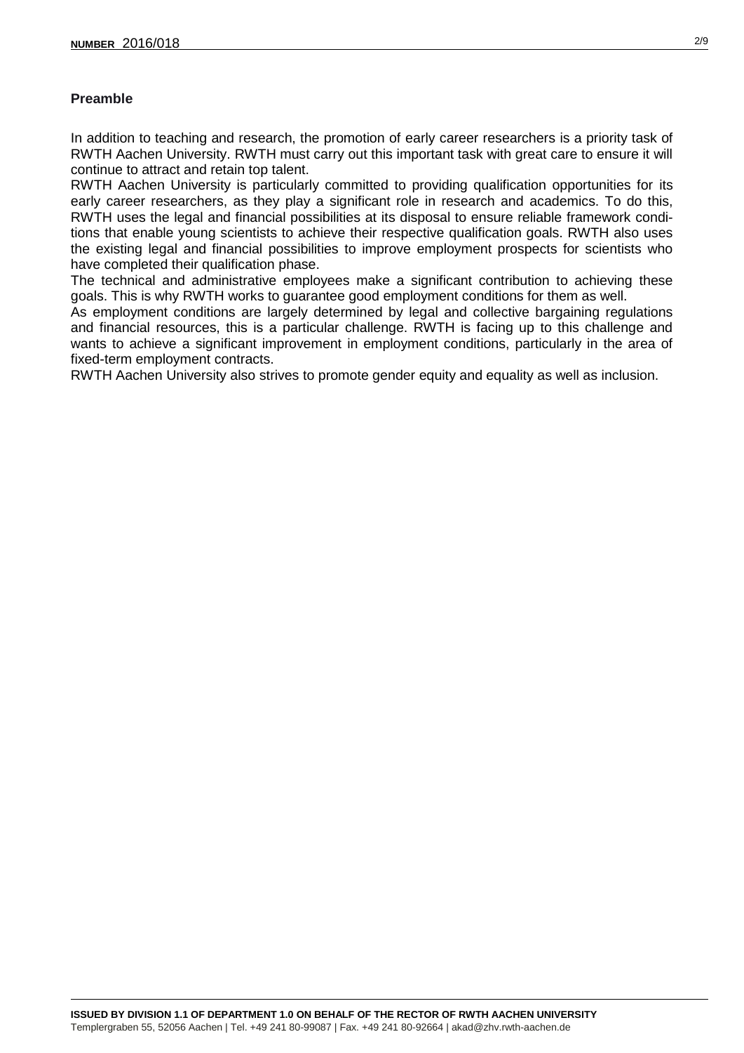## Preamble

In addition to teaching and research, the promotion of early career researchers is a priority task of RWTH Aachen University. RWTH must carry out this important task with great care to ensure it will continue to attract and retain top talent.

RWTH Aachen University is particularly committed to providing qualification opportunities for its early career researchers, as they play a significant role in research and academics. To do this, RWTH uses the legal and financial possibilities at its disposal to ensure reliable framework conditions that enable young scientists to achieve their respective qualification goals. RWTH also uses the existing legal and financial possibilities to improve employment prospects for scientists who have completed their qualification phase.

The technical and administrative employees make a significant contribution to achieving these goals. This is why RWTH works to guarantee good employment conditions for them as well.

As employment conditions are largely determined by legal and collective bargaining regulations and financial resources, this is a particular challenge. RWTH is facing up to this challenge and wants to achieve a significant improvement in employment conditions, particularly in the area of fixed-term employment contracts.

RWTH Aachen University also strives to promote gender equity and equality as well as inclusion.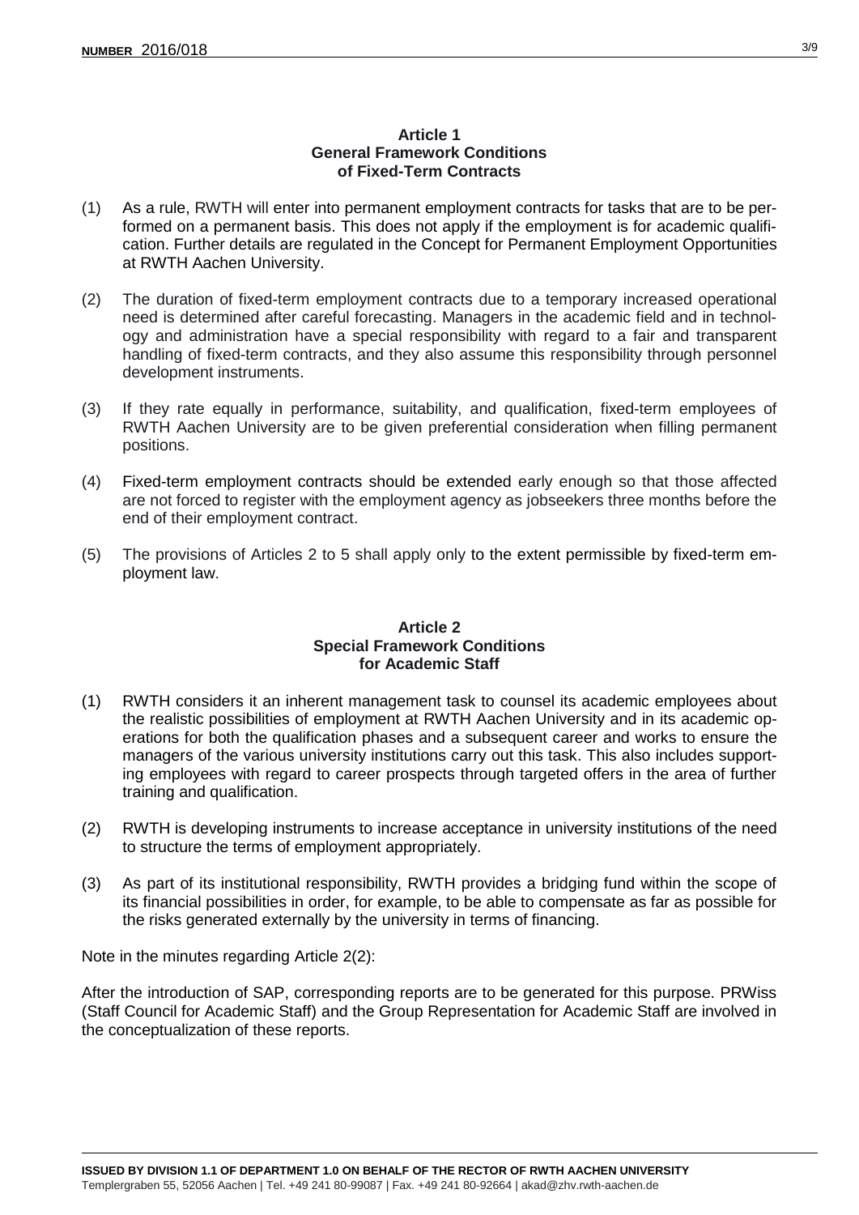## Article 1
## General Framework Conditions of Fixed-Term Contracts

(1) As a rule, RWTH will enter into permanent employment contracts for tasks that are to be performed on a permanent basis. This does not apply if the employment is for academic qualification. Further details are regulated in the Concept for Permanent Employment Opportunities at RWTH Aachen University.

(2) The duration of fixed-term employment contracts due to a temporary increased operational need is determined after careful forecasting. Managers in the academic field and in technology and administration have a special responsibility with regard to a fair and transparent handling of fixed-term contracts, and they also assume this responsibility through personnel development instruments.

(3) If they rate equally in performance, suitability, and qualification, fixed-term employees of RWTH Aachen University are to be given preferential consideration when filling permanent positions.

(4) Fixed-term employment contracts should be extended early enough so that those affected are not forced to register with the employment agency as jobseekers three months before the end of their employment contract.

(5) The provisions of Articles 2 to 5 shall apply only to the extent permissible by fixed-term employment law.

## Article 2
## Special Framework Conditions for Academic Staff

(1) RWTH considers it an inherent management task to counsel its academic employees about the realistic possibilities of employment at RWTH Aachen University and in its academic operations for both the qualification phases and a subsequent career and works to ensure the managers of the various university institutions carry out this task. This also includes supporting employees with regard to career prospects through targeted offers in the area of further training and qualification.

(2) RWTH is developing instruments to increase acceptance in university institutions of the need to structure the terms of employment appropriately.

(3) As part of its institutional responsibility, RWTH provides a bridging fund within the scope of its financial possibilities in order, for example, to be able to compensate as far as possible for the risks generated externally by the university in terms of financing.

Note in the minutes regarding Article 2(2):

After the introduction of SAP, corresponding reports are to be generated for this purpose. PRWiss (Staff Council for Academic Staff) and the Group Representation for Academic Staff are involved in the conceptualization of these reports.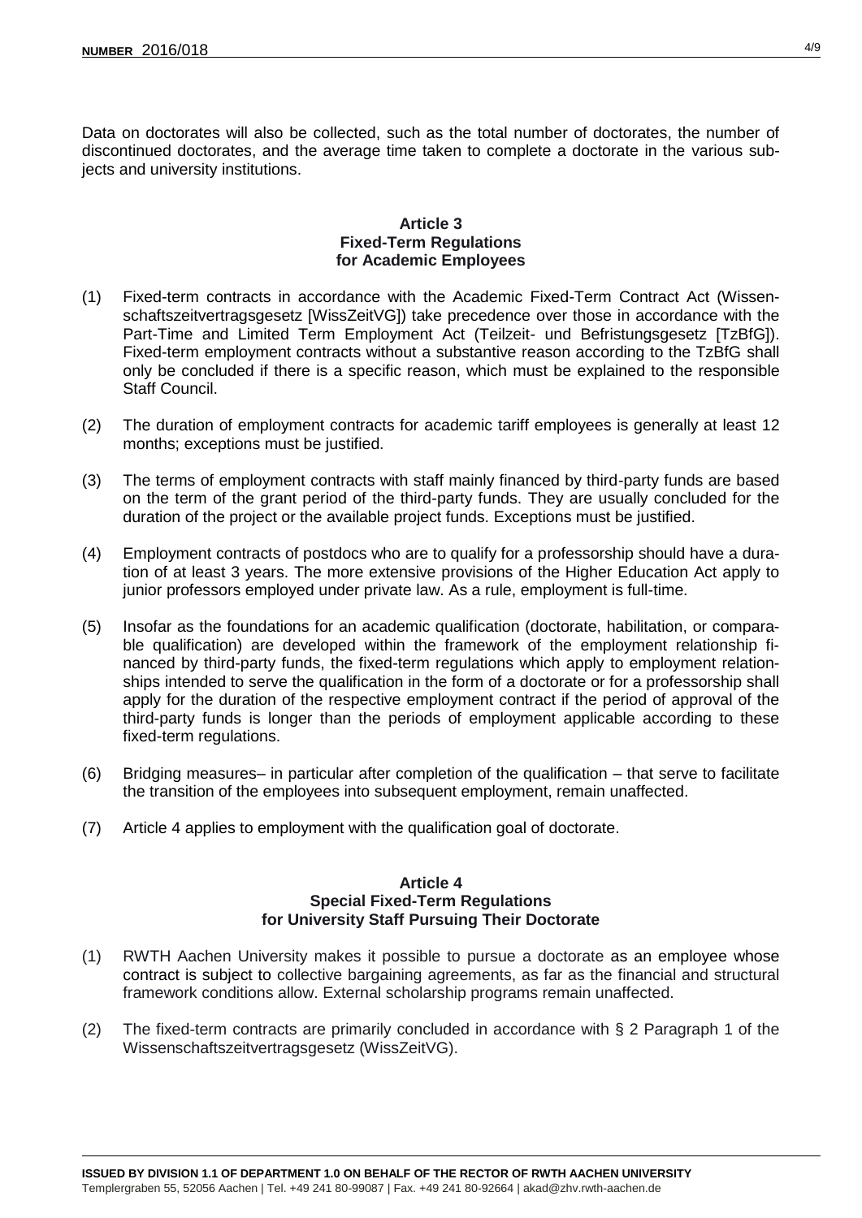Data on doctorates will also be collected, such as the total number of doctorates, the number of discontinued doctorates, and the average time taken to complete a doctorate in the various subjects and university institutions.

### Article 3
### Fixed-Term Regulations for Academic Employees

(1) Fixed-term contracts in accordance with the Academic Fixed-Term Contract Act (Wissenschaftszeitvertragsgesetz [WissZeitVG]) take precedence over those in accordance with the Part-Time and Limited Term Employment Act (Teilzeit- und Befristungsgesetz [TzBfG]). Fixed-term employment contracts without a substantive reason according to the TzBfG shall only be concluded if there is a specific reason, which must be explained to the responsible Staff Council.

(2) The duration of employment contracts for academic tariff employees is generally at least 12 months; exceptions must be justified.

(3) The terms of employment contracts with staff mainly financed by third-party funds are based on the term of the grant period of the third-party funds. They are usually concluded for the duration of the project or the available project funds. Exceptions must be justified.

(4) Employment contracts of postdocs who are to qualify for a professorship should have a duration of at least 3 years. The more extensive provisions of the Higher Education Act apply to junior professors employed under private law. As a rule, employment is full-time.

(5) Insofar as the foundations for an academic qualification (doctorate, habilitation, or comparable qualification) are developed within the framework of the employment relationship financed by third-party funds, the fixed-term regulations which apply to employment relationships intended to serve the qualification in the form of a doctorate or for a professorship shall apply for the duration of the respective employment contract if the period of approval of the third-party funds is longer than the periods of employment applicable according to these fixed-term regulations.

(6) Bridging measures– in particular after completion of the qualification – that serve to facilitate the transition of the employees into subsequent employment, remain unaffected.

(7) Article 4 applies to employment with the qualification goal of doctorate.

### Article 4
### Special Fixed-Term Regulations for University Staff Pursuing Their Doctorate

(1) RWTH Aachen University makes it possible to pursue a doctorate as an employee whose contract is subject to collective bargaining agreements, as far as the financial and structural framework conditions allow. External scholarship programs remain unaffected.

(2) The fixed-term contracts are primarily concluded in accordance with § 2 Paragraph 1 of the Wissenschaftszeitvertragsgesetz (WissZeitVG).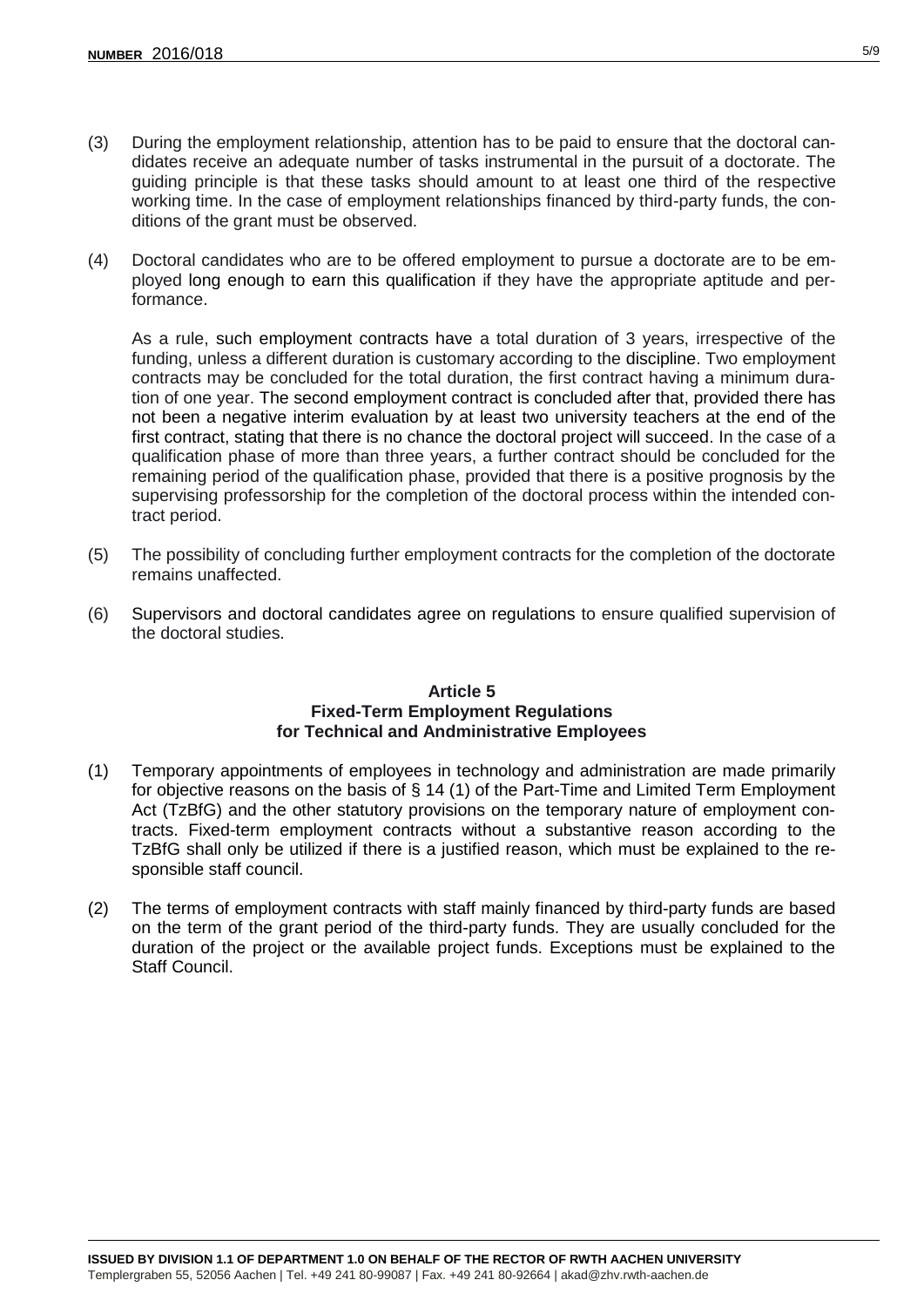(3) During the employment relationship, attention has to be paid to ensure that the doctoral candidates receive an adequate number of tasks instrumental in the pursuit of a doctorate. The guiding principle is that these tasks should amount to at least one third of the respective working time. In the case of employment relationships financed by third-party funds, the conditions of the grant must be observed.

(4) Doctoral candidates who are to be offered employment to pursue a doctorate are to be employed long enough to earn this qualification if they have the appropriate aptitude and performance.

As a rule, such employment contracts have a total duration of 3 years, irrespective of the funding, unless a different duration is customary according to the discipline. Two employment contracts may be concluded for the total duration, the first contract having a minimum duration of one year. The second employment contract is concluded after that, provided there has not been a negative interim evaluation by at least two university teachers at the end of the first contract, stating that there is no chance the doctoral project will succeed. In the case of a qualification phase of more than three years, a further contract should be concluded for the remaining period of the qualification phase, provided that there is a positive prognosis by the supervising professorship for the completion of the doctoral process within the intended contract period.

(5) The possibility of concluding further employment contracts for the completion of the doctorate remains unaffected.

(6) Supervisors and doctoral candidates agree on regulations to ensure qualified supervision of the doctoral studies.

### Article 5
### Fixed-Term Employment Regulations for Technical and Andministrative Employees

(1) Temporary appointments of employees in technology and administration are made primarily for objective reasons on the basis of § 14 (1) of the Part-Time and Limited Term Employment Act (TzBfG) and the other statutory provisions on the temporary nature of employment contracts. Fixed-term employment contracts without a substantive reason according to the TzBfG shall only be utilized if there is a justified reason, which must be explained to the responsible staff council.

(2) The terms of employment contracts with staff mainly financed by third-party funds are based on the term of the grant period of the third-party funds. They are usually concluded for the duration of the project or the available project funds. Exceptions must be explained to the Staff Council.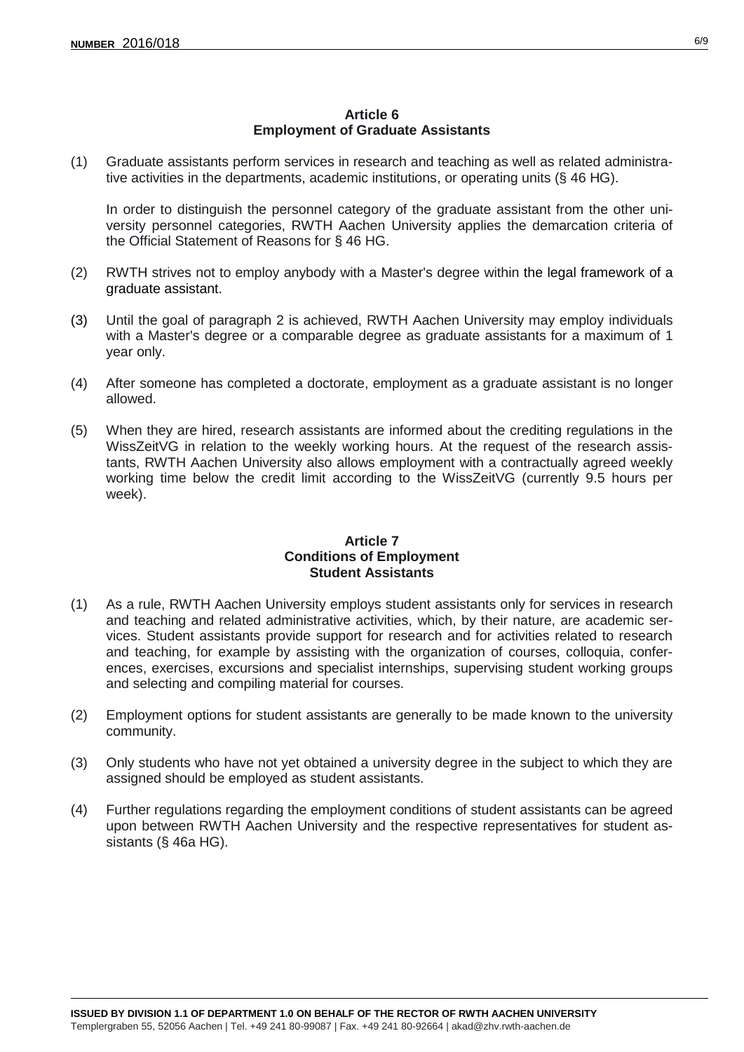## Article 6
## Employment of Graduate Assistants

(1) Graduate assistants perform services in research and teaching as well as related administrative activities in the departments, academic institutions, or operating units (§ 46 HG).

In order to distinguish the personnel category of the graduate assistant from the other university personnel categories, RWTH Aachen University applies the demarcation criteria of the Official Statement of Reasons for § 46 HG.

(2) RWTH strives not to employ anybody with a Master's degree within the legal framework of a graduate assistant.

(3) Until the goal of paragraph 2 is achieved, RWTH Aachen University may employ individuals with a Master's degree or a comparable degree as graduate assistants for a maximum of 1 year only.

(4) After someone has completed a doctorate, employment as a graduate assistant is no longer allowed.

(5) When they are hired, research assistants are informed about the crediting regulations in the WissZeitVG in relation to the weekly working hours. At the request of the research assistants, RWTH Aachen University also allows employment with a contractually agreed weekly working time below the credit limit according to the WissZeitVG (currently 9.5 hours per week).

## Article 7
## Conditions of Employment
## Student Assistants

(1) As a rule, RWTH Aachen University employs student assistants only for services in research and teaching and related administrative activities, which, by their nature, are academic services. Student assistants provide support for research and for activities related to research and teaching, for example by assisting with the organization of courses, colloquia, conferences, exercises, excursions and specialist internships, supervising student working groups and selecting and compiling material for courses.

(2) Employment options for student assistants are generally to be made known to the university community.

(3) Only students who have not yet obtained a university degree in the subject to which they are assigned should be employed as student assistants.

(4) Further regulations regarding the employment conditions of student assistants can be agreed upon between RWTH Aachen University and the respective representatives for student assistants (§ 46a HG).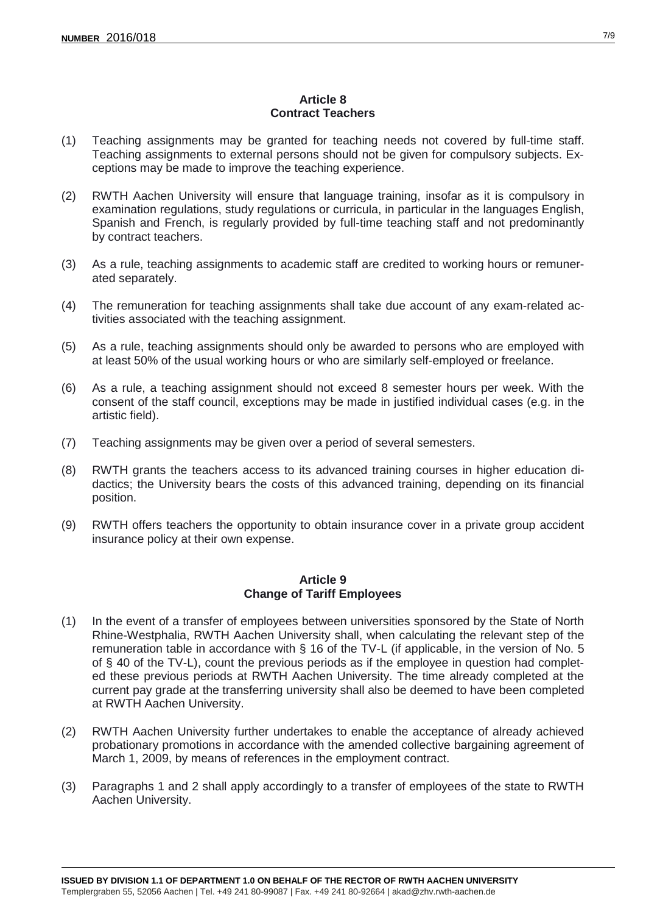## Article 8
## Contract Teachers

(1) Teaching assignments may be granted for teaching needs not covered by full-time staff. Teaching assignments to external persons should not be given for compulsory subjects. Exceptions may be made to improve the teaching experience.

(2) RWTH Aachen University will ensure that language training, insofar as it is compulsory in examination regulations, study regulations or curricula, in particular in the languages English, Spanish and French, is regularly provided by full-time teaching staff and not predominantly by contract teachers.

(3) As a rule, teaching assignments to academic staff are credited to working hours or remunerated separately.

(4) The remuneration for teaching assignments shall take due account of any exam-related activities associated with the teaching assignment.

(5) As a rule, teaching assignments should only be awarded to persons who are employed with at least 50% of the usual working hours or who are similarly self-employed or freelance.

(6) As a rule, a teaching assignment should not exceed 8 semester hours per week. With the consent of the staff council, exceptions may be made in justified individual cases (e.g. in the artistic field).

(7) Teaching assignments may be given over a period of several semesters.

(8) RWTH grants the teachers access to its advanced training courses in higher education didactics; the University bears the costs of this advanced training, depending on its financial position.

(9) RWTH offers teachers the opportunity to obtain insurance cover in a private group accident insurance policy at their own expense.

## Article 9
## Change of Tariff Employees

(1) In the event of a transfer of employees between universities sponsored by the State of North Rhine-Westphalia, RWTH Aachen University shall, when calculating the relevant step of the remuneration table in accordance with § 16 of the TV-L (if applicable, in the version of No. 5 of § 40 of the TV-L), count the previous periods as if the employee in question had completed these previous periods at RWTH Aachen University. The time already completed at the current pay grade at the transferring university shall also be deemed to have been completed at RWTH Aachen University.

(2) RWTH Aachen University further undertakes to enable the acceptance of already achieved probationary promotions in accordance with the amended collective bargaining agreement of March 1, 2009, by means of references in the employment contract.

(3) Paragraphs 1 and 2 shall apply accordingly to a transfer of employees of the state to RWTH Aachen University.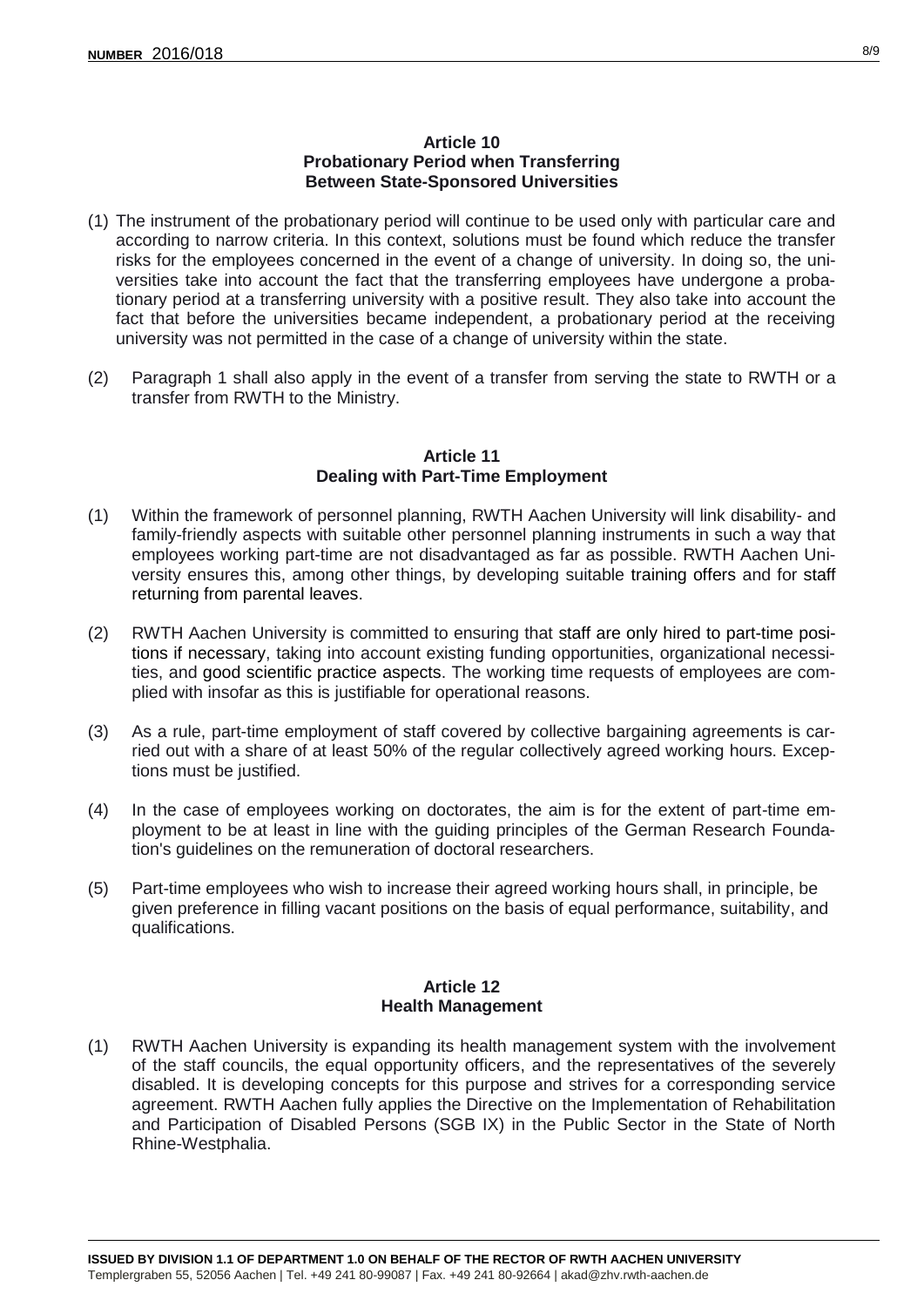### Article 10
### Probationary Period when Transferring Between State-Sponsored Universities

(1) The instrument of the probationary period will continue to be used only with particular care and according to narrow criteria. In this context, solutions must be found which reduce the transfer risks for the employees concerned in the event of a change of university. In doing so, the universities take into account the fact that the transferring employees have undergone a probationary period at a transferring university with a positive result. They also take into account the fact that before the universities became independent, a probationary period at the receiving university was not permitted in the case of a change of university within the state.

(2) Paragraph 1 shall also apply in the event of a transfer from serving the state to RWTH or a transfer from RWTH to the Ministry.

### Article 11
### Dealing with Part-Time Employment

(1) Within the framework of personnel planning, RWTH Aachen University will link disability- and family-friendly aspects with suitable other personnel planning instruments in such a way that employees working part-time are not disadvantaged as far as possible. RWTH Aachen University ensures this, among other things, by developing suitable training offers and for staff returning from parental leaves.

(2) RWTH Aachen University is committed to ensuring that staff are only hired to part-time positions if necessary, taking into account existing funding opportunities, organizational necessities, and good scientific practice aspects. The working time requests of employees are complied with insofar as this is justifiable for operational reasons.

(3) As a rule, part-time employment of staff covered by collective bargaining agreements is carried out with a share of at least 50% of the regular collectively agreed working hours. Exceptions must be justified.

(4) In the case of employees working on doctorates, the aim is for the extent of part-time employment to be at least in line with the guiding principles of the German Research Foundation's guidelines on the remuneration of doctoral researchers.

(5) Part-time employees who wish to increase their agreed working hours shall, in principle, be given preference in filling vacant positions on the basis of equal performance, suitability, and qualifications.

### Article 12
### Health Management

(1) RWTH Aachen University is expanding its health management system with the involvement of the staff councils, the equal opportunity officers, and the representatives of the severely disabled. It is developing concepts for this purpose and strives for a corresponding service agreement. RWTH Aachen fully applies the Directive on the Implementation of Rehabilitation and Participation of Disabled Persons (SGB IX) in the Public Sector in the State of North Rhine-Westphalia.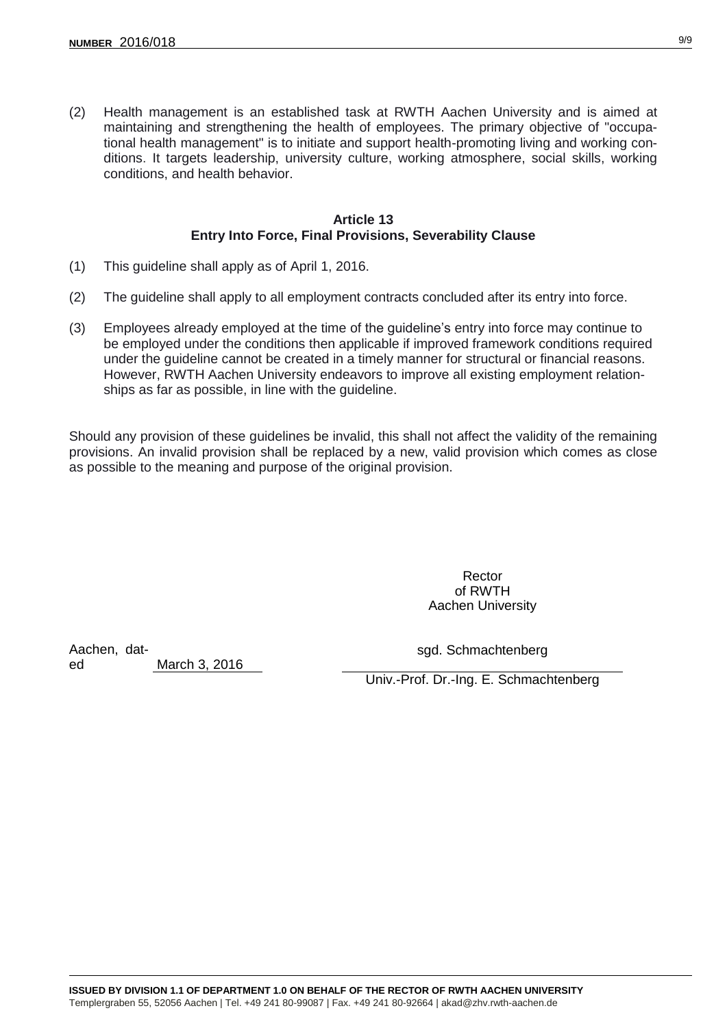(2) Health management is an established task at RWTH Aachen University and is aimed at maintaining and strengthening the health of employees. The primary objective of "occupational health management" is to initiate and support health-promoting living and working conditions. It targets leadership, university culture, working atmosphere, social skills, working conditions, and health behavior.

**Article 13**
**Entry Into Force, Final Provisions, Severability Clause**

(1) This guideline shall apply as of April 1, 2016.

(2) The guideline shall apply to all employment contracts concluded after its entry into force.

(3) Employees already employed at the time of the guideline's entry into force may continue to be employed under the conditions then applicable if improved framework conditions required under the guideline cannot be created in a timely manner for structural or financial reasons. However, RWTH Aachen University endeavors to improve all existing employment relationships as far as possible, in line with the guideline.

Should any provision of these guidelines be invalid, this shall not affect the validity of the remaining provisions. An invalid provision shall be replaced by a new, valid provision which comes as close as possible to the meaning and purpose of the original provision.

Rector
of RWTH
Aachen University

Aachen, dated March 3, 2016

sgd. Schmachtenberg

Univ.-Prof. Dr.-Ing. E. Schmachtenberg

**ISSUED BY DIVISION 1.1 OF DEPARTMENT 1.0 ON BEHALF OF THE RECTOR OF RWTH AACHEN UNIVERSITY**
Templergraben 55, 52056 Aachen | Tel. +49 241 80-99087 | Fax. +49 241 80-92664 | akad@zhv.rwth-aachen.de